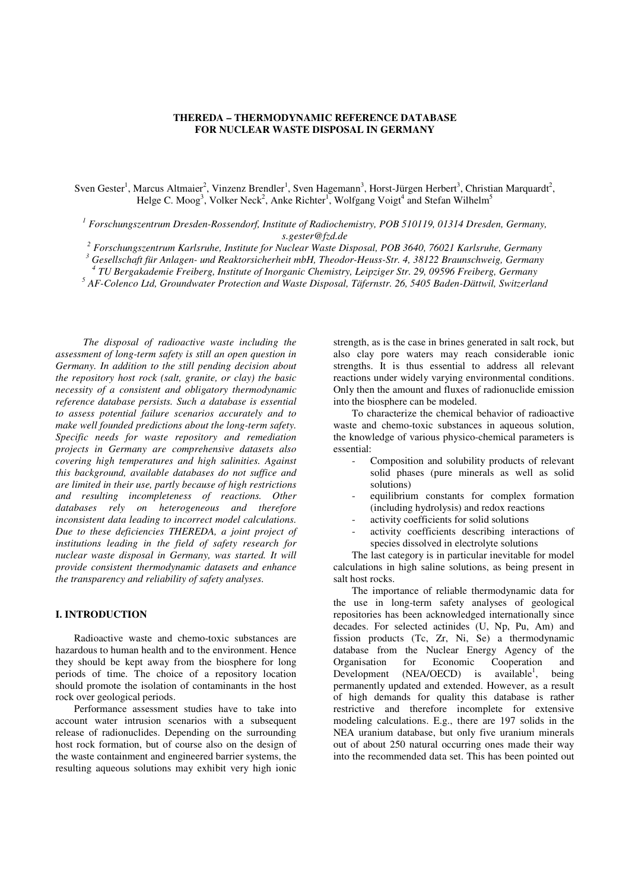# THEREDA – THERMODYNAMIC REFERENCE DATABASE FOR NUCLEAR WASTE DISPOSAL IN GERMANY

Sven Gester[1], Marcus Altmaier[2], Vinzenz Brendler[1], Sven Hagemann[3], Horst-Jürgen Herbert[3], Christian Marquardt[2], Helge C. Moog[3], Volker Neck[2], Anke Richter[1], Wolfgang Voigt[4] and Stefan Wilhelm[5]

[1] *Forschungszentrum Dresden-Rossendorf, Institute of Radiochemistry, POB 510119, 01314 Dresden, Germany, s.gester@fzd.de*

[2] *Forschungszentrum Karlsruhe, Institute for Nuclear Waste Disposal, POB 3640, 76021 Karlsruhe, Germany*

[3] *Gesellschaft für Anlagen- und Reaktorsicherheit mbH, Theodor-Heuss-Str. 4, 38122 Braunschweig, Germany*

[4] *TU Bergakademie Freiberg, Institute of Inorganic Chemistry, Leipziger Str. 29, 09596 Freiberg, Germany*

[5] *AF-Colenco Ltd, Groundwater Protection and Waste Disposal, Täfernstr. 26, 5405 Baden-Dättwil, Switzerland*

*The disposal of radioactive waste including the assessment of long-term safety is still an open question in Germany. In addition to the still pending decision about the repository host rock (salt, granite, or clay) the basic necessity of a consistent and obligatory thermodynamic reference database persists. Such a database is essential to assess potential failure scenarios accurately and to make well founded predictions about the long-term safety. Specific needs for waste repository and remediation projects in Germany are comprehensive datasets also covering high temperatures and high salinities. Against this background, available databases do not suffice and are limited in their use, partly because of high restrictions and resulting incompleteness of reactions. Other databases rely on heterogeneous and therefore inconsistent data leading to incorrect model calculations. Due to these deficiencies THEREDA, a joint project of institutions leading in the field of safety research for nuclear waste disposal in Germany, was started. It will provide consistent thermodynamic datasets and enhance the transparency and reliability of safety analyses.*

## I. INTRODUCTION

Radioactive waste and chemo-toxic substances are hazardous to human health and to the environment. Hence they should be kept away from the biosphere for long periods of time. The choice of a repository location should promote the isolation of contaminants in the host rock over geological periods.

Performance assessment studies have to take into account water intrusion scenarios with a subsequent release of radionuclides. Depending on the surrounding host rock formation, but of course also on the design of the waste containment and engineered barrier systems, the resulting aqueous solutions may exhibit very high ionic strength, as is the case in brines generated in salt rock, but also clay pore waters may reach considerable ionic strengths. It is thus essential to address all relevant reactions under widely varying environmental conditions. Only then the amount and fluxes of radionuclide emission into the biosphere can be modeled.

To characterize the chemical behavior of radioactive waste and chemo-toxic substances in aqueous solution, the knowledge of various physico-chemical parameters is essential:

- Composition and solubility products of relevant solid phases (pure minerals as well as solid solutions)
- equilibrium constants for complex formation (including hydrolysis) and redox reactions
- activity coefficients for solid solutions
- activity coefficients describing interactions of species dissolved in electrolyte solutions

The last category is in particular inevitable for model calculations in high saline solutions, as being present in salt host rocks.

The importance of reliable thermodynamic data for the use in long-term safety analyses of geological repositories has been acknowledged internationally since decades. For selected actinides (U, Np, Pu, Am) and fission products (Tc, Zr, Ni, Se) a thermodynamic database from the Nuclear Energy Agency of the Organisation for Economic Cooperation and Development (NEA/OECD) is available[1], being permanently updated and extended. However, as a result of high demands for quality this database is rather restrictive and therefore incomplete for extensive modeling calculations. E.g., there are 197 solids in the NEA uranium database, but only five uranium minerals out of about 250 natural occurring ones made their way into the recommended data set. This has been pointed out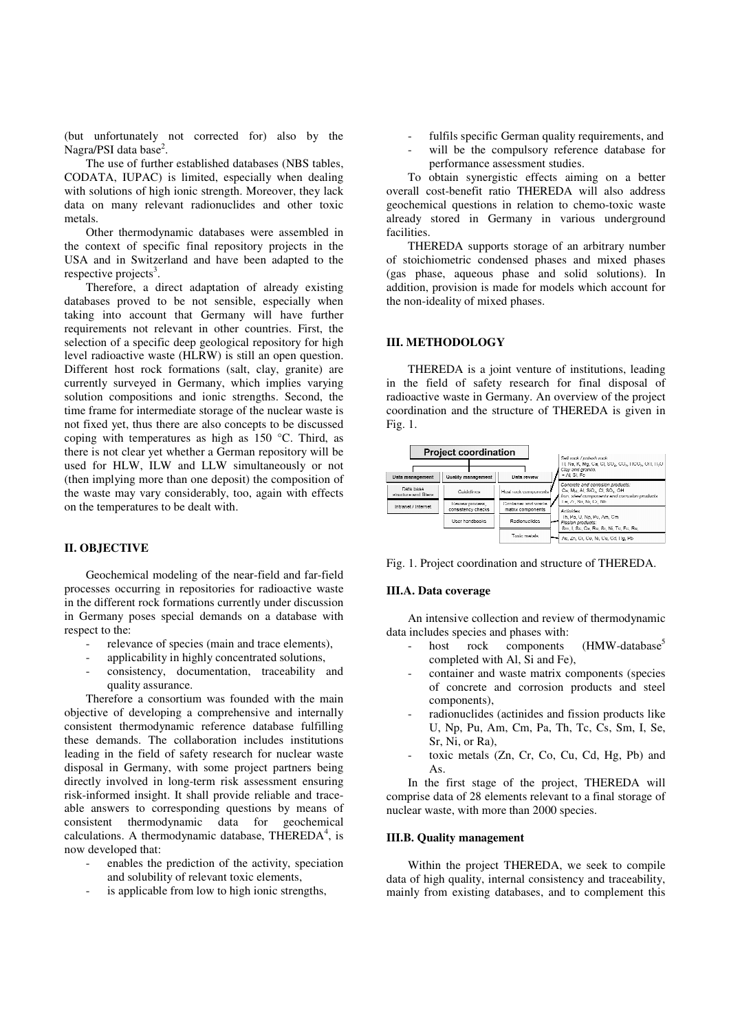(but unfortunately not corrected for) also by the Nagra/PSI data base[2].

The use of further established databases (NBS tables, CODATA, IUPAC) is limited, especially when dealing with solutions of high ionic strength. Moreover, they lack data on many relevant radionuclides and other toxic metals.

Other thermodynamic databases were assembled in the context of specific final repository projects in the USA and in Switzerland and have been adapted to the respective projects[3].

Therefore, a direct adaptation of already existing databases proved to be not sensible, especially when taking into account that Germany will have further requirements not relevant in other countries. First, the selection of a specific deep geological repository for high level radioactive waste (HLRW) is still an open question. Different host rock formations (salt, clay, granite) are currently surveyed in Germany, which implies varying solution compositions and ionic strengths. Second, the time frame for intermediate storage of the nuclear waste is not fixed yet, thus there are also concepts to be discussed coping with temperatures as high as 150 °C. Third, as there is not clear yet whether a German repository will be used for HLW, ILW and LLW simultaneously or not (then implying more than one deposit) the composition of the waste may vary considerably, too, again with effects on the temperatures to be dealt with.

## II. OBJECTIVE

Geochemical modeling of the near-field and far-field processes occurring in repositories for radioactive waste in the different rock formations currently under discussion in Germany poses special demands on a database with respect to the:

- relevance of species (main and trace elements),
- applicability in highly concentrated solutions,
- consistency, documentation, traceability and quality assurance.

Therefore a consortium was founded with the main objective of developing a comprehensive and internally consistent thermodynamic reference database fulfilling these demands. The collaboration includes institutions leading in the field of safety research for nuclear waste disposal in Germany, with some project partners being directly involved in long-term risk assessment ensuring risk-informed insight. It shall provide reliable and traceable answers to corresponding questions by means of consistent thermodynamic data for geochemical calculations. A thermodynamic database, THEREDA[4], is now developed that:

- enables the prediction of the activity, speciation and solubility of relevant toxic elements,
- is applicable from low to high ionic strengths,
- fulfils specific German quality requirements, and
- will be the compulsory reference database for performance assessment studies.

To obtain synergistic effects aiming on a better overall cost-benefit ratio THEREDA will also address geochemical questions in relation to chemo-toxic waste already stored in Germany in various underground facilities.

THEREDA supports storage of an arbitrary number of stoichiometric condensed phases and mixed phases (gas phase, aqueous phase and solid solutions). In addition, provision is made for models which account for the non-ideality of mixed phases.

## III. METHODOLOGY

THEREDA is a joint venture of institutions, leading in the field of safety research for final disposal of radioactive waste in Germany. An overview of the project coordination and the structure of THEREDA is given in Fig. 1.

Fig. 1. Project coordination and structure of THEREDA.

### III.A. Data coverage

An intensive collection and review of thermodynamic data includes species and phases with:

- host rock components (HMW-database[5] completed with Al, Si and Fe),
- container and waste matrix components (species of concrete and corrosion products and steel components),
- radionuclides (actinides and fission products like U, Np, Pu, Am, Cm, Pa, Th, Tc, Cs, Sm, I, Se, Sr, Ni, or Ra),
- toxic metals (Zn, Cr, Co, Cu, Cd, Hg, Pb) and As.

In the first stage of the project, THEREDA will comprise data of 28 elements relevant to a final storage of nuclear waste, with more than 2000 species.

### III.B. Quality management

Within the project THEREDA, we seek to compile data of high quality, internal consistency and traceability, mainly from existing databases, and to complement this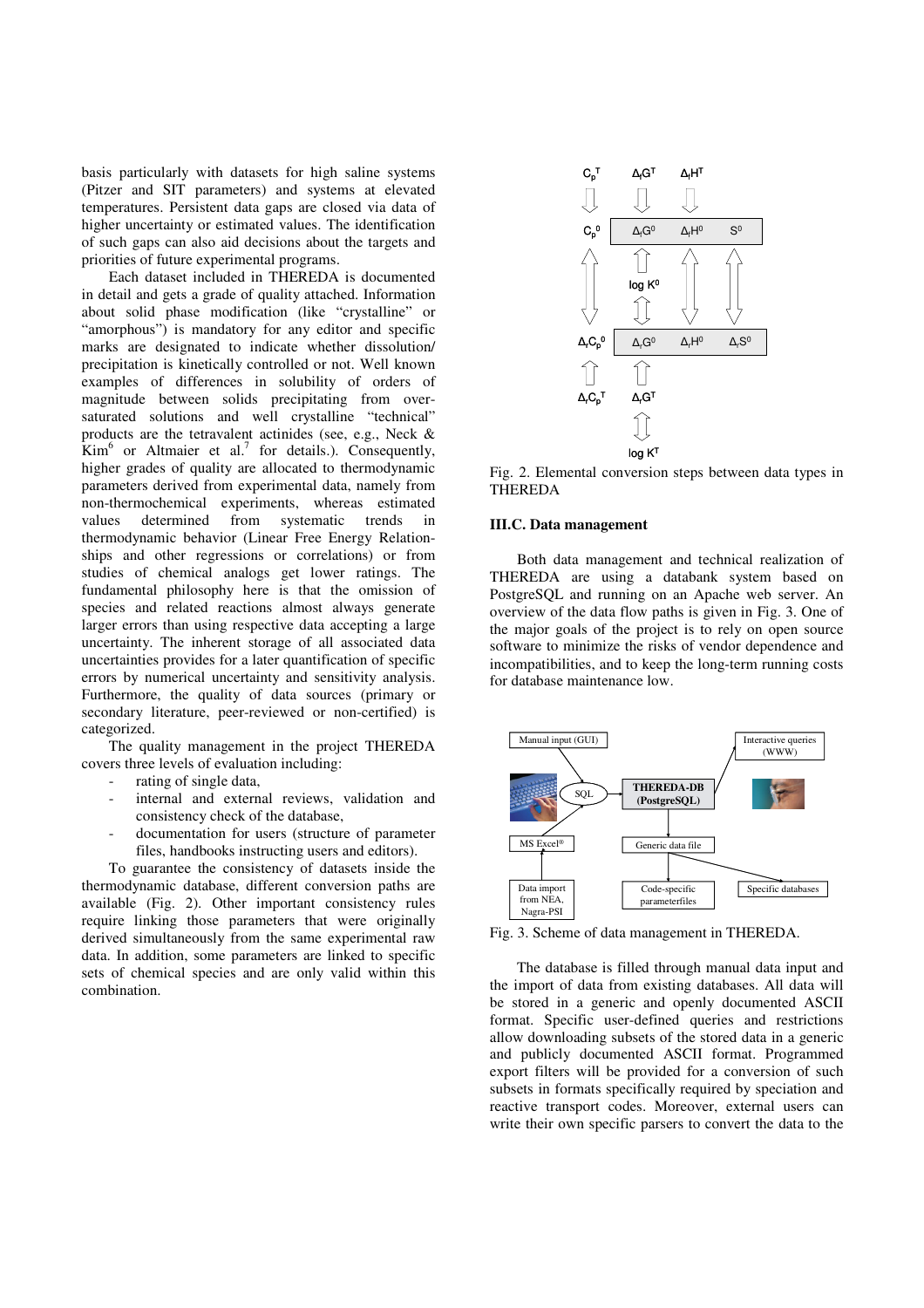basis particularly with datasets for high saline systems (Pitzer and SIT parameters) and systems at elevated temperatures. Persistent data gaps are closed via data of higher uncertainty or estimated values. The identification of such gaps can also aid decisions about the targets and priorities of future experimental programs.

Each dataset included in THEREDA is documented in detail and gets a grade of quality attached. Information about solid phase modification (like "crystalline" or "amorphous") is mandatory for any editor and specific marks are designated to indicate whether dissolution/ precipitation is kinetically controlled or not. Well known examples of differences in solubility of orders of magnitude between solids precipitating from over-saturated solutions and well crystalline "technical" products are the tetravalent actinides (see, e.g., Neck & Kim[6] or Altmaier et al.[7] for details.). Consequently, higher grades of quality are allocated to thermodynamic parameters derived from experimental data, namely from non-thermochemical experiments, whereas estimated values determined from systematic trends in thermodynamic behavior (Linear Free Energy Relationships and other regressions or correlations) or from studies of chemical analogs get lower ratings. The fundamental philosophy here is that the omission of species and related reactions almost always generate larger errors than using respective data accepting a large uncertainty. The inherent storage of all associated data uncertainties provides for a later quantification of specific errors by numerical uncertainty and sensitivity analysis. Furthermore, the quality of data sources (primary or secondary literature, peer-reviewed or non-certified) is categorized.

The quality management in the project THEREDA covers three levels of evaluation including:

- rating of single data,
- internal and external reviews, validation and consistency check of the database,
- documentation for users (structure of parameter files, handbooks instructing users and editors).

To guarantee the consistency of datasets inside the thermodynamic database, different conversion paths are available (Fig. 2). Other important consistency rules require linking those parameters that were originally derived simultaneously from the same experimental raw data. In addition, some parameters are linked to specific sets of chemical species and are only valid within this combination.

Fig. 2. Elemental conversion steps between data types in THEREDA

### III.C. Data management

Both data management and technical realization of THEREDA are using a databank system based on PostgreSQL and running on an Apache web server. An overview of the data flow paths is given in Fig. 3. One of the major goals of the project is to rely on open source software to minimize the risks of vendor dependence and incompatibilities, and to keep the long-term running costs for database maintenance low.

Fig. 3. Scheme of data management in THEREDA.

The database is filled through manual data input and the import of data from existing databases. All data will be stored in a generic and openly documented ASCII format. Specific user-defined queries and restrictions allow downloading subsets of the stored data in a generic and publicly documented ASCII format. Programmed export filters will be provided for a conversion of such subsets in formats specifically required by speciation and reactive transport codes. Moreover, external users can write their own specific parsers to convert the data to the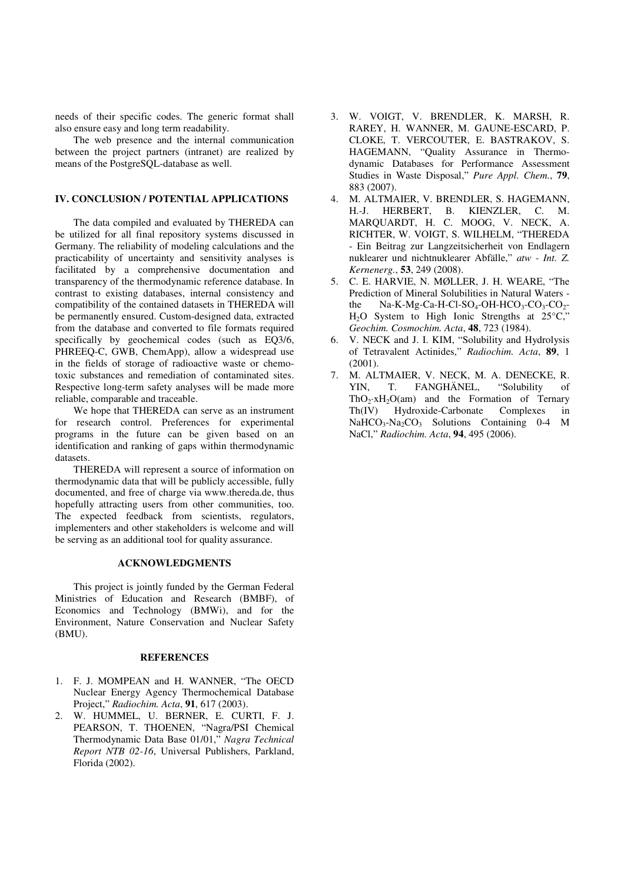needs of their specific codes. The generic format shall also ensure easy and long term readability.

The web presence and the internal communication between the project partners (intranet) are realized by means of the PostgreSQL-database as well.

## IV. CONCLUSION / POTENTIAL APPLICATIONS

The data compiled and evaluated by THEREDA can be utilized for all final repository systems discussed in Germany. The reliability of modeling calculations and the practicability of uncertainty and sensitivity analyses is facilitated by a comprehensive documentation and transparency of the thermodynamic reference database. In contrast to existing databases, internal consistency and compatibility of the contained datasets in THEREDA will be permanently ensured. Custom-designed data, extracted from the database and converted to file formats required specifically by geochemical codes (such as EQ3/6, PHREEQ-C, GWB, ChemApp), allow a widespread use in the fields of storage of radioactive waste or chemo-toxic substances and remediation of contaminated sites. Respective long-term safety analyses will be made more reliable, comparable and traceable.

We hope that THEREDA can serve as an instrument for research control. Preferences for experimental programs in the future can be given based on an identification and ranking of gaps within thermodynamic datasets.

THEREDA will represent a source of information on thermodynamic data that will be publicly accessible, fully documented, and free of charge via www.thereda.de, thus hopefully attracting users from other communities, too. The expected feedback from scientists, regulators, implementers and other stakeholders is welcome and will be serving as an additional tool for quality assurance.

## ACKNOWLEDGMENTS

This project is jointly funded by the German Federal Ministries of Education and Research (BMBF), of Economics and Technology (BMWi), and for the Environment, Nature Conservation and Nuclear Safety (BMU).

## REFERENCES

1. F. J. MOMPEAN and H. WANNER, "The OECD Nuclear Energy Agency Thermochemical Database Project," *Radiochim. Acta*, **91**, 617 (2003).
2. W. HUMMEL, U. BERNER, E. CURTI, F. J. PEARSON, T. THOENEN, "Nagra/PSI Chemical Thermodynamic Data Base 01/01," *Nagra Technical Report NTB 02-16*, Universal Publishers, Parkland, Florida (2002).
3. W. VOIGT, V. BRENDLER, K. MARSH, R. RAREY, H. WANNER, M. GAUNE-ESCARD, P. CLOKE, T. VERCOUTER, E. BASTRAKOV, S. HAGEMANN, "Quality Assurance in Thermodynamic Databases for Performance Assessment Studies in Waste Disposal," *Pure Appl. Chem.*, **79**, 883 (2007).
4. M. ALTMAIER, V. BRENDLER, S. HAGEMANN, H.-J. HERBERT, B. KIENZLER, C. M. MARQUARDT, H. C. MOOG, V. NECK, A. RICHTER, W. VOIGT, S. WILHELM, "THEREDA - Ein Beitrag zur Langzeitsicherheit von Endlagern nuklearer und nichtnuklearer Abfälle," *atw - Int. Z. Kernenerg.*, **53**, 249 (2008).
5. C. E. HARVIE, N. MØLLER, J. H. WEARE, "The Prediction of Mineral Solubilities in Natural Waters - the Na-K-Mg-Ca-H-Cl-$SO_4$-OH-$HCO_3$-$CO_3$-$CO_2$-$H_2O$ System to High Ionic Strengths at 25°C," *Geochim. Cosmochim. Acta*, **48**, 723 (1984).
6. V. NECK and J. I. KIM, "Solubility and Hydrolysis of Tetravalent Actinides," *Radiochim. Acta*, **89**, 1 (2001).
7. M. ALTMAIER, V. NECK, M. A. DENECKE, R. YIN, T. FANGHÄNEL, "Solubility of $ThO_2 \cdot xH_2O$(am) and the Formation of Ternary Th(IV) Hydroxide-Carbonate Complexes in $NaHCO_3$-$Na_2CO_3$ Solutions Containing 0-4 M NaCl," *Radiochim. Acta*, **94**, 495 (2006).